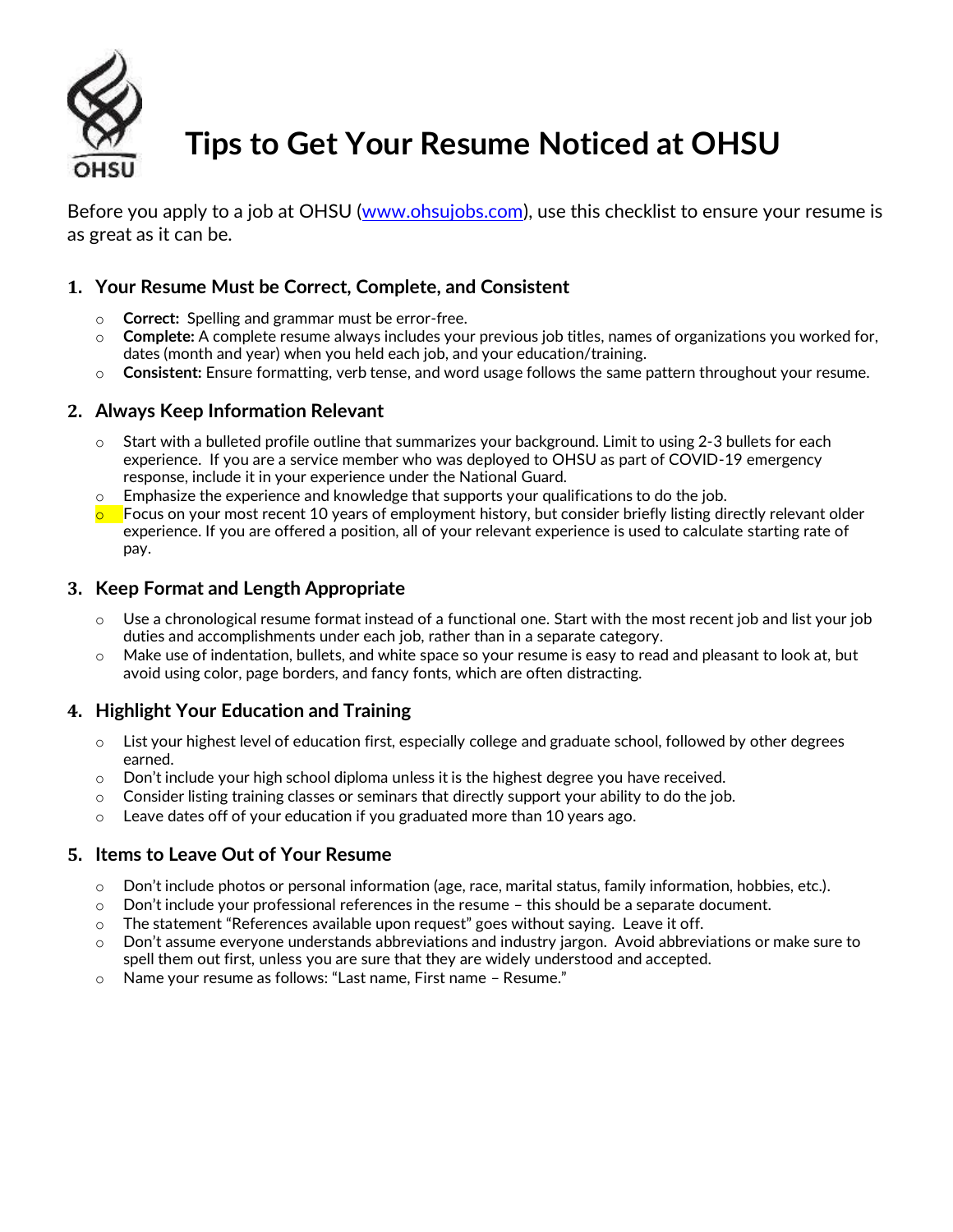# Tips to Get Your Resume Noticed at OHSU

Before you apply to a job at OHSU (www.ohsujobs.com), use this checklist to ensure your resume is as great as it can be.

## 1. Your Resume Must be Correct, Complete, and Consistent

- **Correct:** Spelling and grammar must be error-free.
- **Complete:** A complete resume always includes your previous job titles, names of organizations you worked for, dates (month and year) when you held each job, and your education/training.
- **Consistent:** Ensure formatting, verb tense, and word usage follows the same pattern throughout your resume.

## 2. Always Keep Information Relevant

- Start with a bulleted profile outline that summarizes your background. Limit to using 2-3 bullets for each experience. If you are a service member who was deployed to OHSU as part of COVID-19 emergency response, include it in your experience under the National Guard.
- Emphasize the experience and knowledge that supports your qualifications to do the job.
- Focus on your most recent 10 years of employment history, but consider briefly listing directly relevant older experience. If you are offered a position, all of your relevant experience is used to calculate starting rate of pay.

## 3. Keep Format and Length Appropriate

- Use a chronological resume format instead of a functional one. Start with the most recent job and list your job duties and accomplishments under each job, rather than in a separate category.
- Make use of indentation, bullets, and white space so your resume is easy to read and pleasant to look at, but avoid using color, page borders, and fancy fonts, which are often distracting.

## 4. Highlight Your Education and Training

- List your highest level of education first, especially college and graduate school, followed by other degrees earned.
- Don't include your high school diploma unless it is the highest degree you have received.
- Consider listing training classes or seminars that directly support your ability to do the job.
- Leave dates off of your education if you graduated more than 10 years ago.

## 5. Items to Leave Out of Your Resume

- Don't include photos or personal information (age, race, marital status, family information, hobbies, etc.).
- Don't include your professional references in the resume – this should be a separate document.
- The statement "References available upon request" goes without saying. Leave it off.
- Don't assume everyone understands abbreviations and industry jargon. Avoid abbreviations or make sure to spell them out first, unless you are sure that they are widely understood and accepted.
- Name your resume as follows: "Last name, First name – Resume."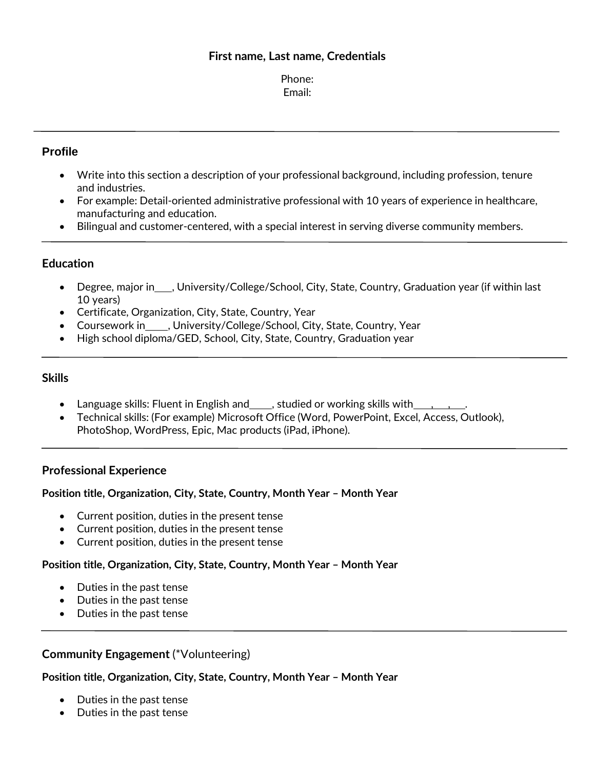**First name, Last name, Credentials**

Phone:
Email:

---

## Profile

- Write into this section a description of your professional background, including profession, tenure and industries.
- For example: Detail-oriented administrative professional with 10 years of experience in healthcare, manufacturing and education.
- Bilingual and customer-centered, with a special interest in serving diverse community members.

---

## Education

- Degree, major in___, University/College/School, City, State, Country, Graduation year (if within last 10 years)
- Certificate, Organization, City, State, Country, Year
- Coursework in____, University/College/School, City, State, Country, Year
- High school diploma/GED, School, City, State, Country, Graduation year

---

## Skills

- Language skills: Fluent in English and____, studied or working skills with___, ___, ___.
- Technical skills: (For example) Microsoft Office (Word, PowerPoint, Excel, Access, Outlook), PhotoShop, WordPress, Epic, Mac products (iPad, iPhone).

---

## Professional Experience

**Position title, Organization, City, State, Country, Month Year – Month Year**

- Current position, duties in the present tense
- Current position, duties in the present tense
- Current position, duties in the present tense

**Position title, Organization, City, State, Country, Month Year – Month Year**

- Duties in the past tense
- Duties in the past tense
- Duties in the past tense

---

## Community Engagement (*Volunteering)

**Position title, Organization, City, State, Country, Month Year – Month Year**

- Duties in the past tense
- Duties in the past tense